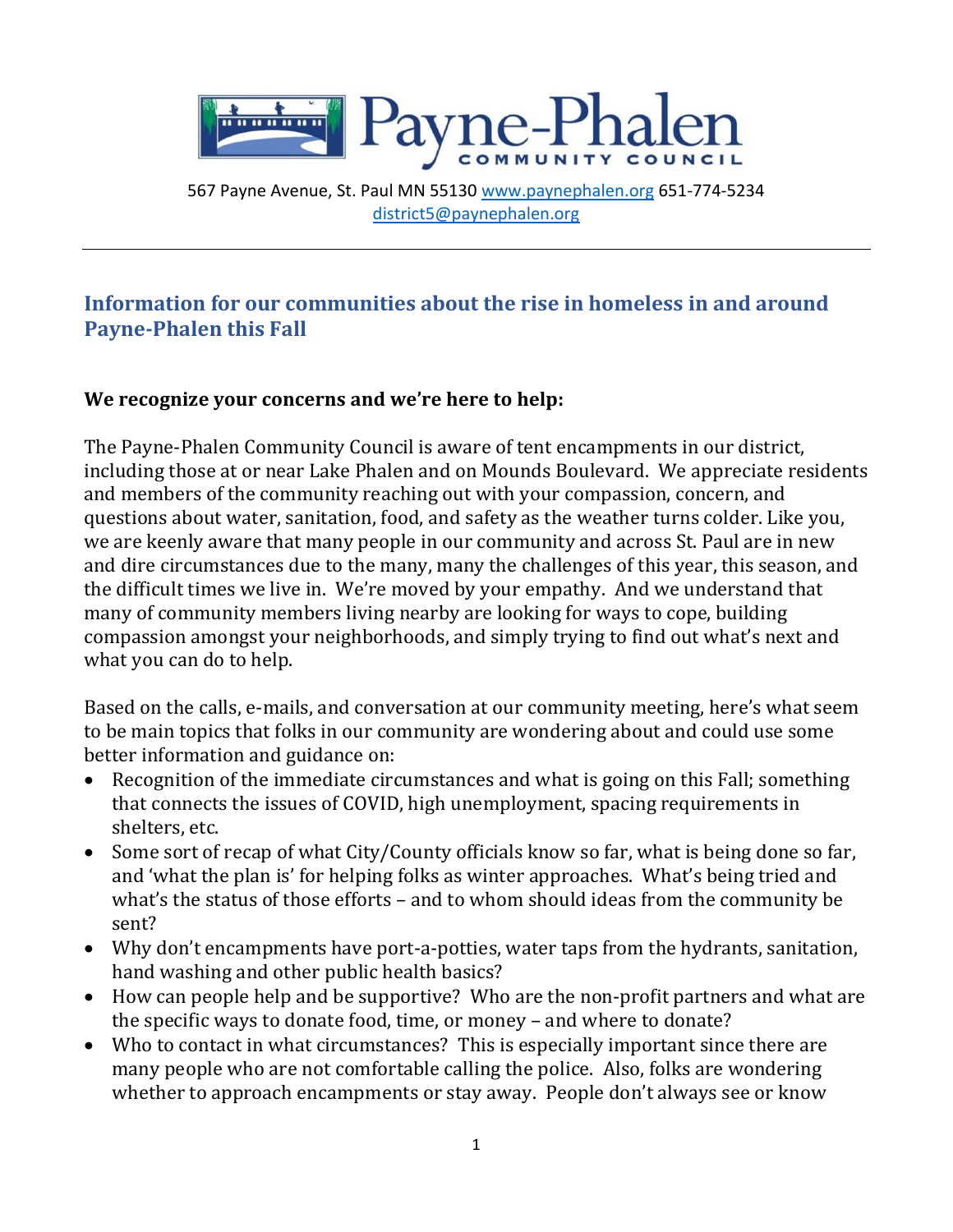# Payne-Phalen COMMUNITY COUNCIL

567 Payne Avenue, St. Paul MN 55130 www.paynephalen.org 651-774-5234
district5@paynephalen.org

---

## Information for our communities about the rise in homeless in and around Payne-Phalen this Fall

**We recognize your concerns and we're here to help:**

The Payne-Phalen Community Council is aware of tent encampments in our district, including those at or near Lake Phalen and on Mounds Boulevard. We appreciate residents and members of the community reaching out with your compassion, concern, and questions about water, sanitation, food, and safety as the weather turns colder. Like you, we are keenly aware that many people in our community and across St. Paul are in new and dire circumstances due to the many, many the challenges of this year, this season, and the difficult times we live in. We're moved by your empathy. And we understand that many of community members living nearby are looking for ways to cope, building compassion amongst your neighborhoods, and simply trying to find out what's next and what you can do to help.

Based on the calls, e-mails, and conversation at our community meeting, here's what seem to be main topics that folks in our community are wondering about and could use some better information and guidance on:

- Recognition of the immediate circumstances and what is going on this Fall; something that connects the issues of COVID, high unemployment, spacing requirements in shelters, etc.
- Some sort of recap of what City/County officials know so far, what is being done so far, and 'what the plan is' for helping folks as winter approaches. What's being tried and what's the status of those efforts – and to whom should ideas from the community be sent?
- Why don't encampments have port-a-potties, water taps from the hydrants, sanitation, hand washing and other public health basics?
- How can people help and be supportive? Who are the non-profit partners and what are the specific ways to donate food, time, or money – and where to donate?
- Who to contact in what circumstances? This is especially important since there are many people who are not comfortable calling the police. Also, folks are wondering whether to approach encampments or stay away. People don't always see or know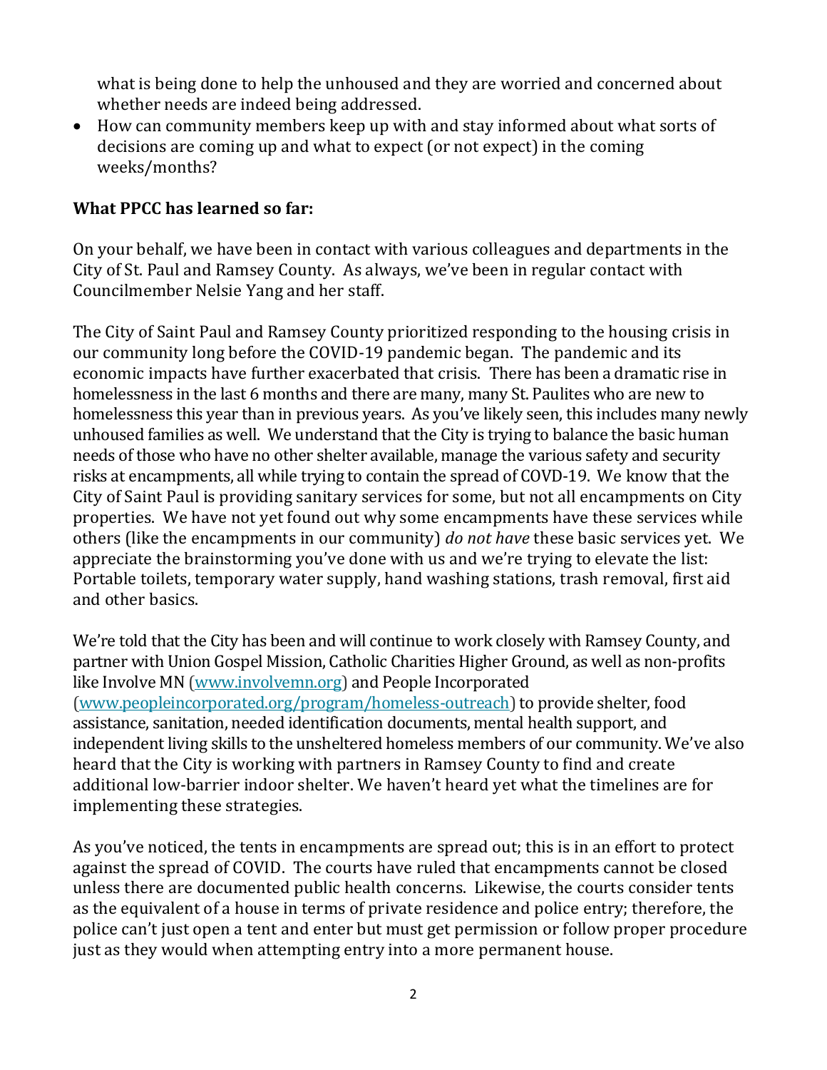what is being done to help the unhoused and they are worried and concerned about whether needs are indeed being addressed.

- How can community members keep up with and stay informed about what sorts of decisions are coming up and what to expect (or not expect) in the coming weeks/months?

**What PPCC has learned so far:**

On your behalf, we have been in contact with various colleagues and departments in the City of St. Paul and Ramsey County. As always, we've been in regular contact with Councilmember Nelsie Yang and her staff.

The City of Saint Paul and Ramsey County prioritized responding to the housing crisis in our community long before the COVID-19 pandemic began. The pandemic and its economic impacts have further exacerbated that crisis. There has been a dramatic rise in homelessness in the last 6 months and there are many, many St. Paulites who are new to homelessness this year than in previous years. As you've likely seen, this includes many newly unhoused families as well. We understand that the City is trying to balance the basic human needs of those who have no other shelter available, manage the various safety and security risks at encampments, all while trying to contain the spread of COVD-19. We know that the City of Saint Paul is providing sanitary services for some, but not all encampments on City properties. We have not yet found out why some encampments have these services while others (like the encampments in our community) *do not have* these basic services yet. We appreciate the brainstorming you've done with us and we're trying to elevate the list: Portable toilets, temporary water supply, hand washing stations, trash removal, first aid and other basics.

We're told that the City has been and will continue to work closely with Ramsey County, and partner with Union Gospel Mission, Catholic Charities Higher Ground, as well as non-profits like Involve MN ([www.involvemn.org](http://www.involvemn.org)) and People Incorporated ([www.peopleincorporated.org/program/homeless-outreach](http://www.peopleincorporated.org/program/homeless-outreach)) to provide shelter, food assistance, sanitation, needed identification documents, mental health support, and independent living skills to the unsheltered homeless members of our community. We've also heard that the City is working with partners in Ramsey County to find and create additional low-barrier indoor shelter. We haven't heard yet what the timelines are for implementing these strategies.

As you've noticed, the tents in encampments are spread out; this is in an effort to protect against the spread of COVID. The courts have ruled that encampments cannot be closed unless there are documented public health concerns. Likewise, the courts consider tents as the equivalent of a house in terms of private residence and police entry; therefore, the police can't just open a tent and enter but must get permission or follow proper procedure just as they would when attempting entry into a more permanent house.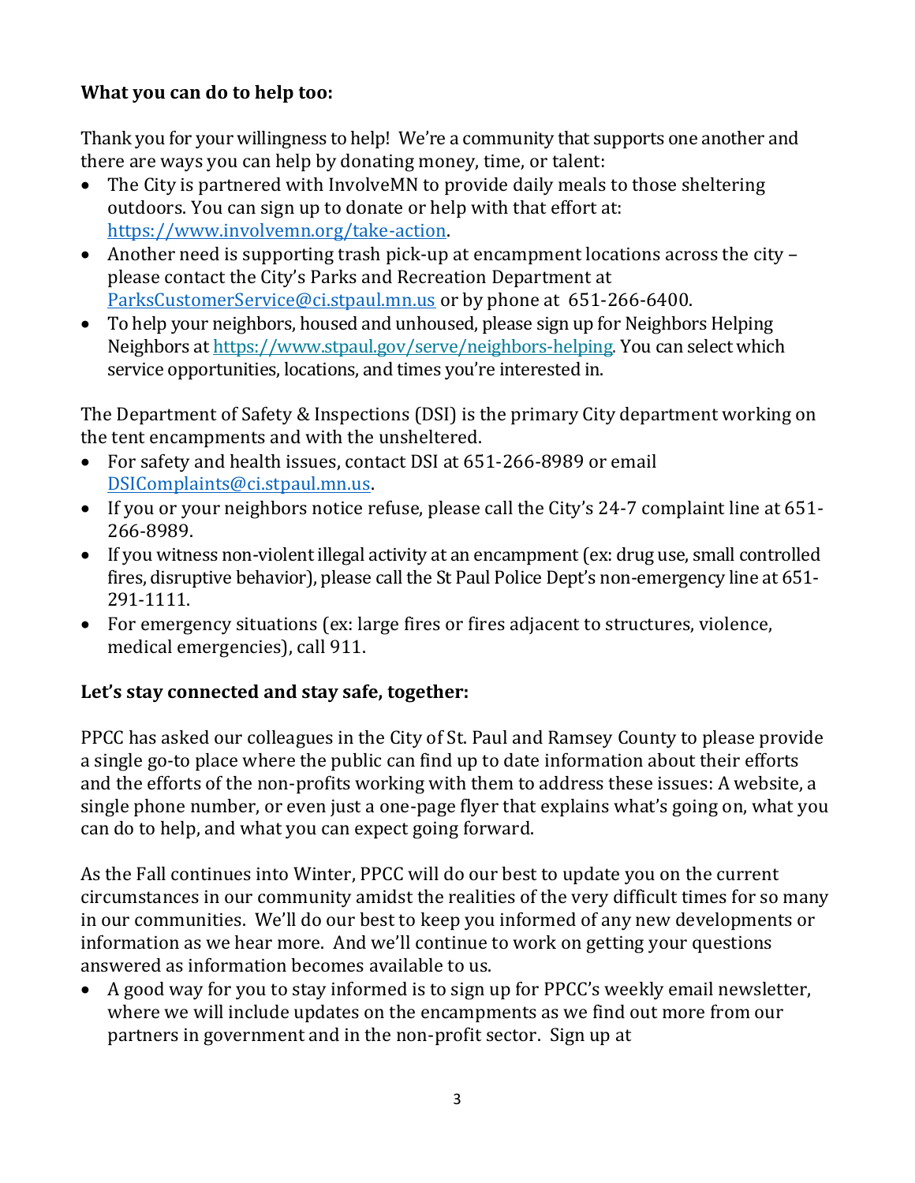**What you can do to help too:**

Thank you for your willingness to help! We're a community that supports one another and there are ways you can help by donating money, time, or talent:

- The City is partnered with InvolveMN to provide daily meals to those sheltering outdoors. You can sign up to donate or help with that effort at: https://www.involvemn.org/take-action.
- Another need is supporting trash pick-up at encampment locations across the city – please contact the City's Parks and Recreation Department at ParksCustomerService@ci.stpaul.mn.us or by phone at 651-266-6400.
- To help your neighbors, housed and unhoused, please sign up for Neighbors Helping Neighbors at https://www.stpaul.gov/serve/neighbors-helping. You can select which service opportunities, locations, and times you're interested in.

The Department of Safety & Inspections (DSI) is the primary City department working on the tent encampments and with the unsheltered.

- For safety and health issues, contact DSI at 651-266-8989 or email DSIComplaints@ci.stpaul.mn.us.
- If you or your neighbors notice refuse, please call the City's 24-7 complaint line at 651-266-8989.
- If you witness non-violent illegal activity at an encampment (ex: drug use, small controlled fires, disruptive behavior), please call the St Paul Police Dept's non-emergency line at 651-291-1111.
- For emergency situations (ex: large fires or fires adjacent to structures, violence, medical emergencies), call 911.

**Let's stay connected and stay safe, together:**

PPCC has asked our colleagues in the City of St. Paul and Ramsey County to please provide a single go-to place where the public can find up to date information about their efforts and the efforts of the non-profits working with them to address these issues: A website, a single phone number, or even just a one-page flyer that explains what's going on, what you can do to help, and what you can expect going forward.

As the Fall continues into Winter, PPCC will do our best to update you on the current circumstances in our community amidst the realities of the very difficult times for so many in our communities. We'll do our best to keep you informed of any new developments or information as we hear more. And we'll continue to work on getting your questions answered as information becomes available to us.

- A good way for you to stay informed is to sign up for PPCC's weekly email newsletter, where we will include updates on the encampments as we find out more from our partners in government and in the non-profit sector. Sign up at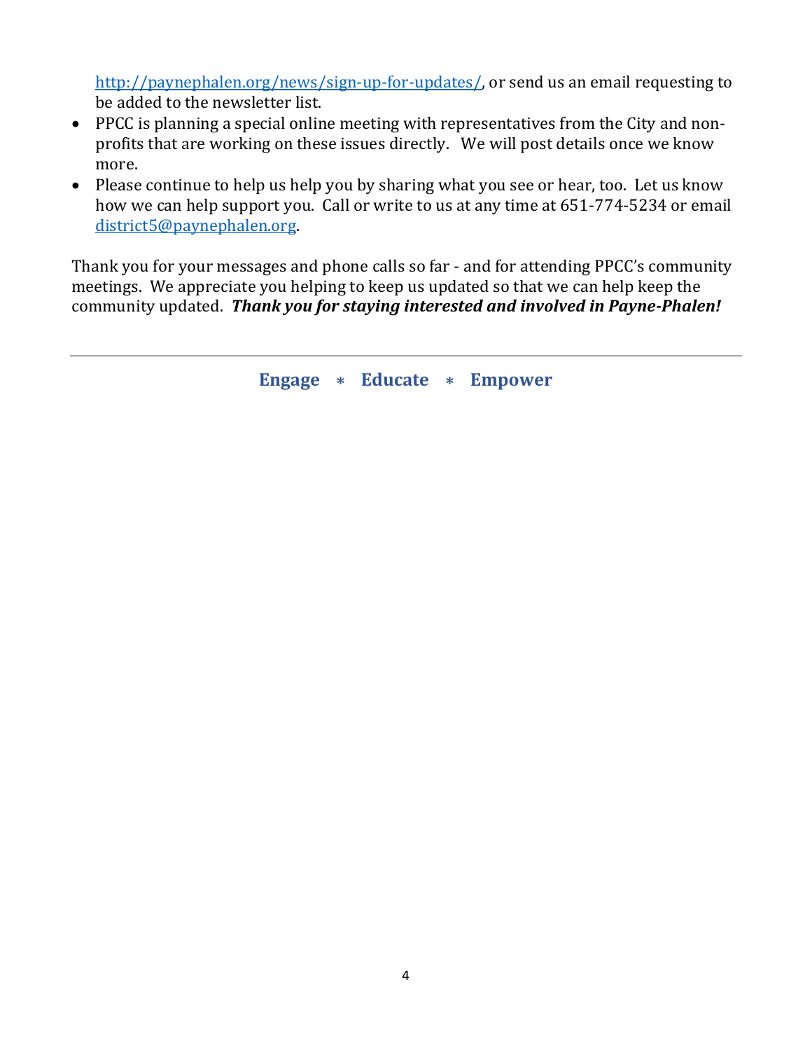http://paynephalen.org/news/sign-up-for-updates/, or send us an email requesting to be added to the newsletter list.

- PPCC is planning a special online meeting with representatives from the City and non-profits that are working on these issues directly. We will post details once we know more.
- Please continue to help us help you by sharing what you see or hear, too. Let us know how we can help support you. Call or write to us at any time at 651-774-5234 or email district5@paynephalen.org.

Thank you for your messages and phone calls so far - and for attending PPCC's community meetings. We appreciate you helping to keep us updated so that we can help keep the community updated. ***Thank you for staying interested and involved in Payne-Phalen!***

---

**Engage ∗ Educate ∗ Empower**